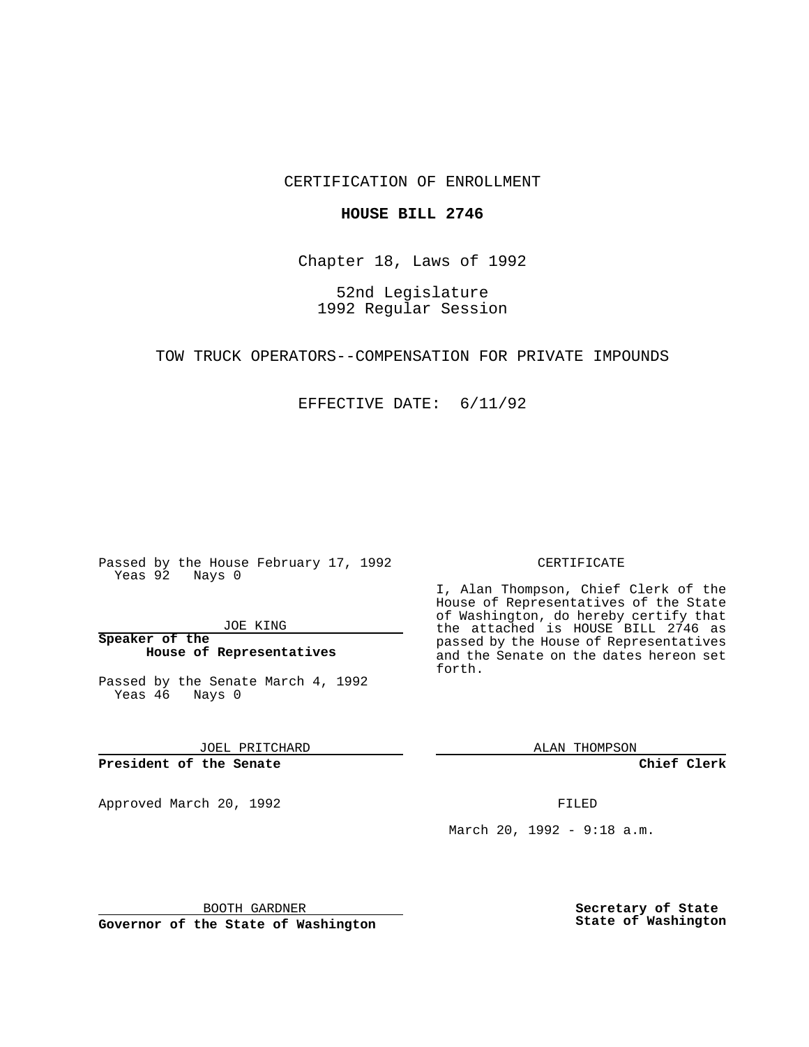CERTIFICATION OF ENROLLMENT

**HOUSE BILL 2746**

Chapter 18, Laws of 1992

52nd Legislature
1992 Regular Session

TOW TRUCK OPERATORS--COMPENSATION FOR PRIVATE IMPOUNDS

EFFECTIVE DATE: 6/11/92

Passed by the House February 17, 1992
Yeas 92 Nays 0

JOE KING

**Speaker of the House of Representatives**

Passed by the Senate March 4, 1992
Yeas 46 Nays 0

JOEL PRITCHARD

**President of the Senate**

Approved March 20, 1992

BOOTH GARDNER

**Governor of the State of Washington**

CERTIFICATE

I, Alan Thompson, Chief Clerk of the House of Representatives of the State of Washington, do hereby certify that the attached is HOUSE BILL 2746 as passed by the House of Representatives and the Senate on the dates hereon set forth.

ALAN THOMPSON

**Chief Clerk**

FILED

March 20, 1992 - 9:18 a.m.

**Secretary of State**
**State of Washington**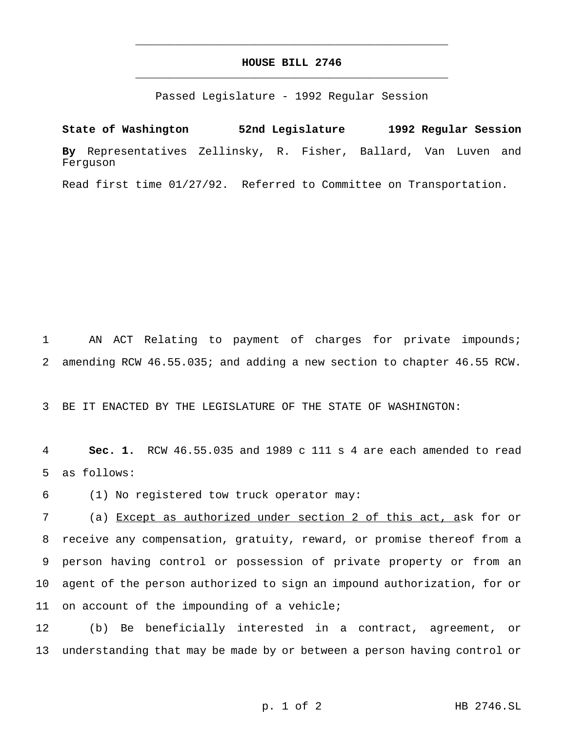# HOUSE BILL 2746

Passed Legislature - 1992 Regular Session

**State of Washington 52nd Legislature 1992 Regular Session**

**By** Representatives Zellinsky, R. Fisher, Ballard, Van Luven and Ferguson

Read first time 01/27/92. Referred to Committee on Transportation.

AN ACT Relating to payment of charges for private impounds; amending RCW 46.55.035; and adding a new section to chapter 46.55 RCW.

BE IT ENACTED BY THE LEGISLATURE OF THE STATE OF WASHINGTON:

**Sec. 1.** RCW 46.55.035 and 1989 c 111 s 4 are each amended to read as follows:

(1) No registered tow truck operator may:

(a) Except as authorized under section 2 of this act, ask for or receive any compensation, gratuity, reward, or promise thereof from a person having control or possession of private property or from an agent of the person authorized to sign an impound authorization, for or on account of the impounding of a vehicle;

(b) Be beneficially interested in a contract, agreement, or understanding that may be made by or between a person having control or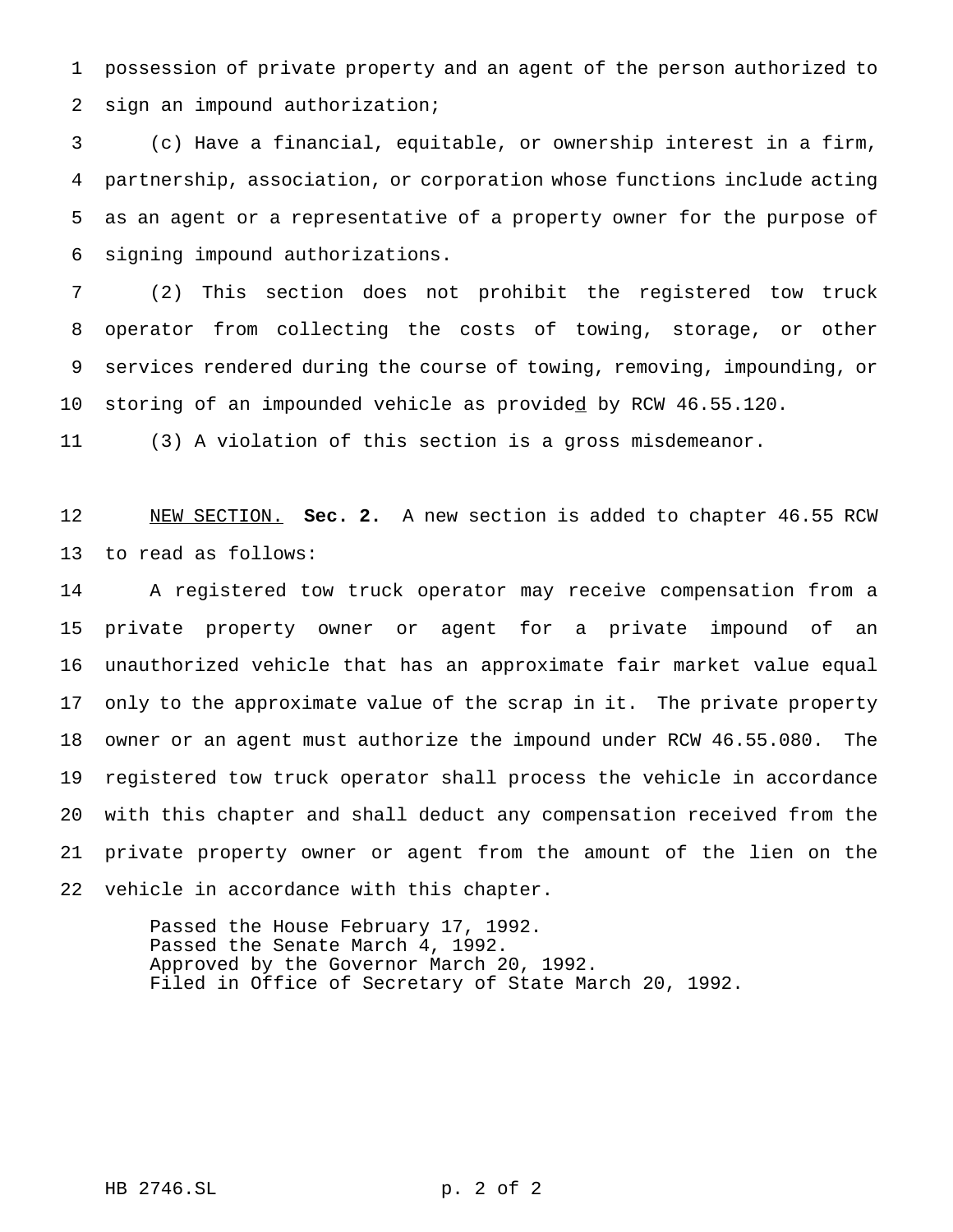possession of private property and an agent of the person authorized to sign an impound authorization;

(c) Have a financial, equitable, or ownership interest in a firm, partnership, association, or corporation whose functions include acting as an agent or a representative of a property owner for the purpose of signing impound authorizations.

(2) This section does not prohibit the registered tow truck operator from collecting the costs of towing, storage, or other services rendered during the course of towing, removing, impounding, or storing of an impounded vehicle as provided by RCW 46.55.120.

(3) A violation of this section is a gross misdemeanor.

NEW SECTION. **Sec. 2.** A new section is added to chapter 46.55 RCW to read as follows:

A registered tow truck operator may receive compensation from a private property owner or agent for a private impound of an unauthorized vehicle that has an approximate fair market value equal only to the approximate value of the scrap in it. The private property owner or an agent must authorize the impound under RCW 46.55.080. The registered tow truck operator shall process the vehicle in accordance with this chapter and shall deduct any compensation received from the private property owner or agent from the amount of the lien on the vehicle in accordance with this chapter.

Passed the House February 17, 1992.
Passed the Senate March 4, 1992.
Approved by the Governor March 20, 1992.
Filed in Office of Secretary of State March 20, 1992.